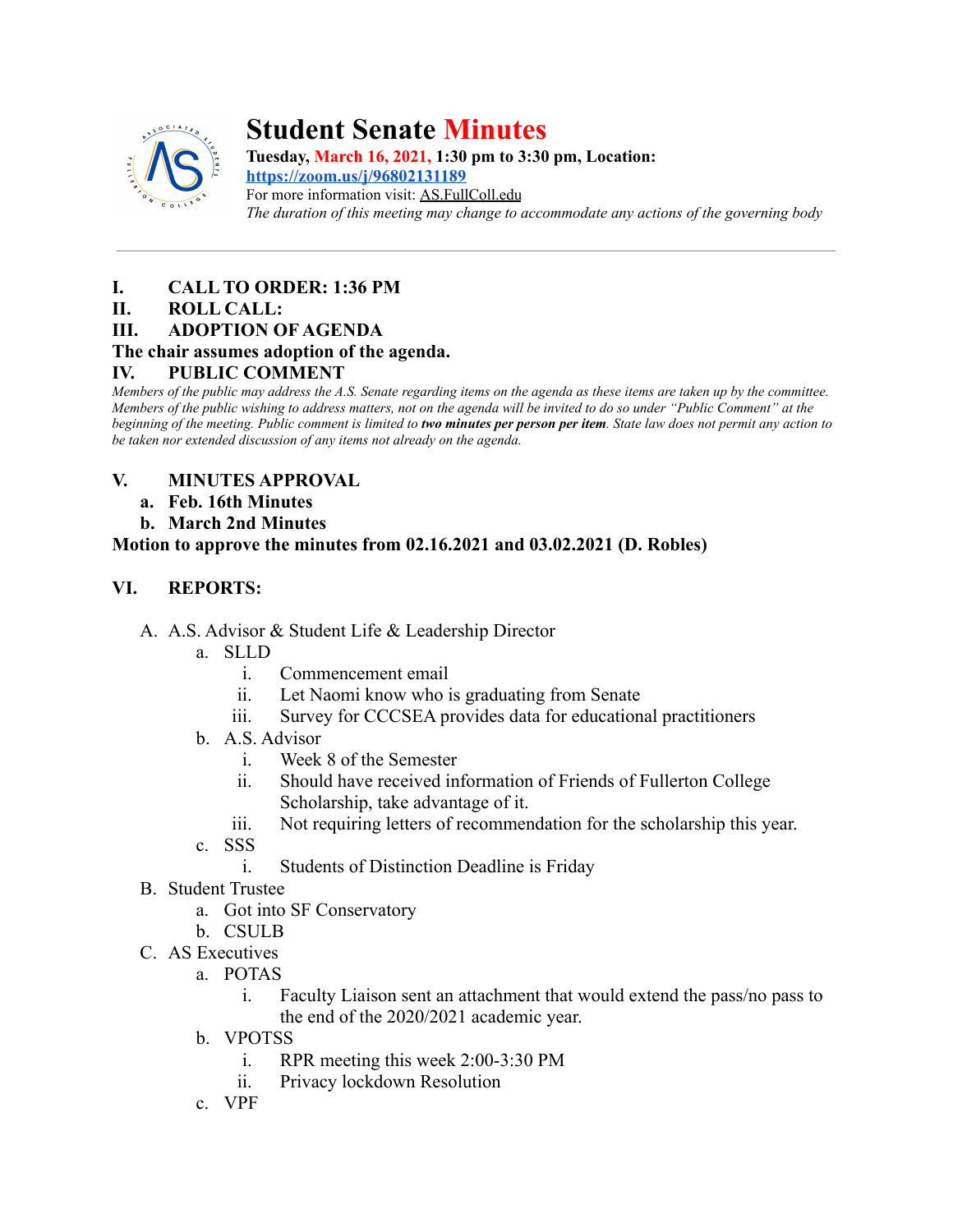# Student Senate Minutes

**Tuesday, March 16, 2021, 1:30 pm to 3:30 pm, Location:**
**https://zoom.us/j/96802131189**
For more information visit: AS.FullColl.edu
*The duration of this meeting may change to accommodate any actions of the governing body*

---

**I. CALL TO ORDER: 1:36 PM**

**II. ROLL CALL:**

**III. ADOPTION OF AGENDA**

**The chair assumes adoption of the agenda.**

**IV. PUBLIC COMMENT**

*Members of the public may address the A.S. Senate regarding items on the agenda as these items are taken up by the committee. Members of the public wishing to address matters, not on the agenda will be invited to do so under "Public Comment" at the beginning of the meeting. Public comment is limited to **two minutes per person per item**. State law does not permit any action to be taken nor extended discussion of any items not already on the agenda.*

**V. MINUTES APPROVAL**

a. **Feb. 16th Minutes**
b. **March 2nd Minutes**

**Motion to approve the minutes from 02.16.2021 and 03.02.2021 (D. Robles)**

**VI. REPORTS:**

A. A.S. Advisor & Student Life & Leadership Director
   a. SLLD
      i. Commencement email
      ii. Let Naomi know who is graduating from Senate
      iii. Survey for CCCSEA provides data for educational practitioners
   b. A.S. Advisor
      i. Week 8 of the Semester
      ii. Should have received information of Friends of Fullerton College Scholarship, take advantage of it.
      iii. Not requiring letters of recommendation for the scholarship this year.
   c. SSS
      i. Students of Distinction Deadline is Friday

B. Student Trustee
   a. Got into SF Conservatory
   b. CSULB

C. AS Executives
   a. POTAS
      i. Faculty Liaison sent an attachment that would extend the pass/no pass to the end of the 2020/2021 academic year.
   b. VPOTSS
      i. RPR meeting this week 2:00-3:30 PM
      ii. Privacy lockdown Resolution
   c. VPF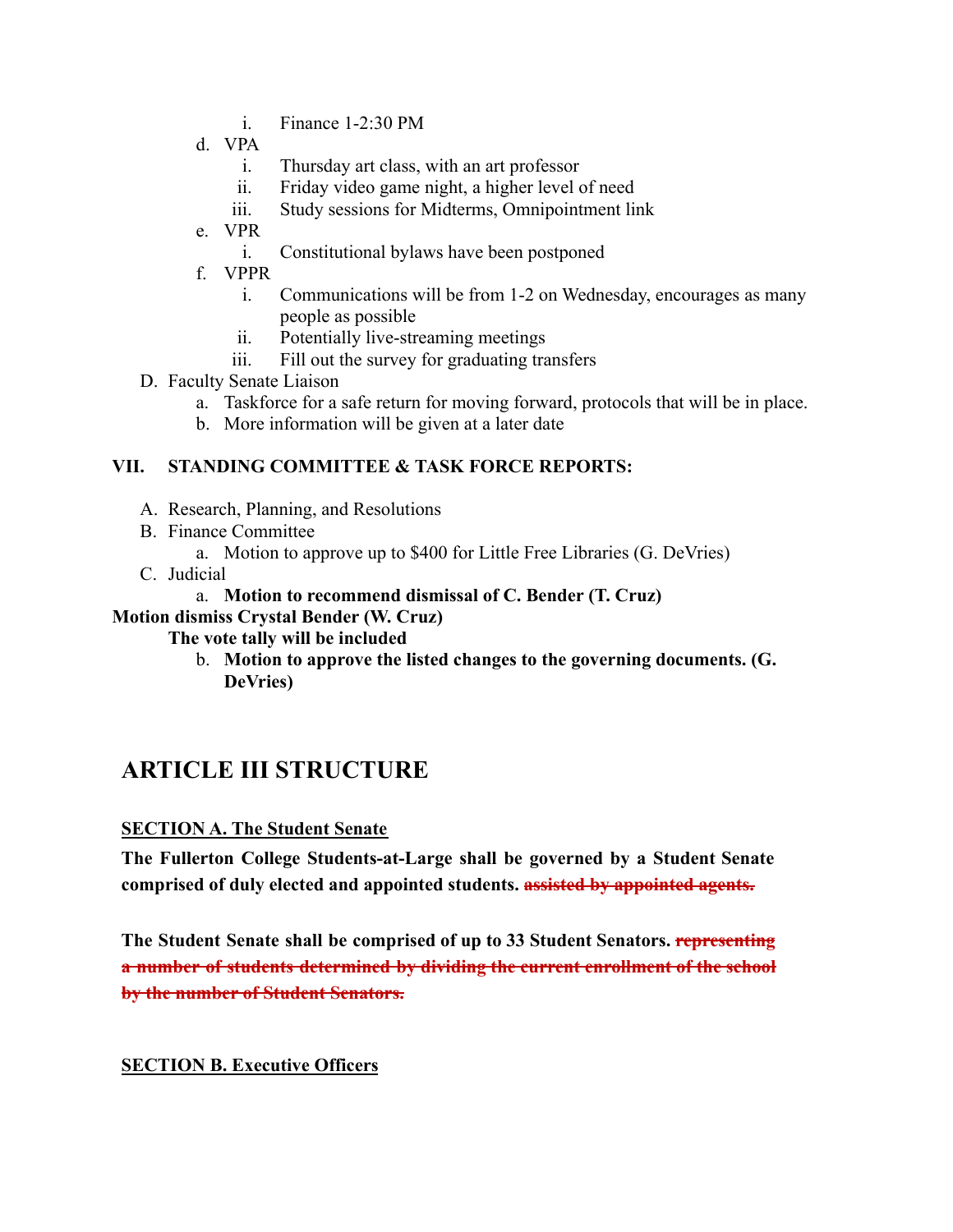i. Finance 1-2:30 PM

d. VPA
   i. Thursday art class, with an art professor
   ii. Friday video game night, a higher level of need
   iii. Study sessions for Midterms, Omnipointment link

e. VPR
   i. Constitutional bylaws have been postponed

f. VPPR
   i. Communications will be from 1-2 on Wednesday, encourages as many people as possible
   ii. Potentially live-streaming meetings
   iii. Fill out the survey for graduating transfers

D. Faculty Senate Liaison
   a. Taskforce for a safe return for moving forward, protocols that will be in place.
   b. More information will be given at a later date

**VII. STANDING COMMITTEE & TASK FORCE REPORTS:**

A. Research, Planning, and Resolutions

B. Finance Committee
   a. Motion to approve up to $400 for Little Free Libraries (G. DeVries)

C. Judicial
   a. **Motion to recommend dismissal of C. Bender (T. Cruz)**

**Motion dismiss Crystal Bender (W. Cruz)**

**The vote tally will be included**

   b. **Motion to approve the listed changes to the governing documents. (G. DeVries)**

# ARTICLE III STRUCTURE

**SECTION A. The Student Senate**

**The Fullerton College Students-at-Large shall be governed by a Student Senate comprised of duly elected and appointed students.** ~~**assisted by appointed agents.**~~

**The Student Senate shall be comprised of up to 33 Student Senators.** ~~**representing a number of students determined by dividing the current enrollment of the school by the number of Student Senators.**~~

**SECTION B. Executive Officers**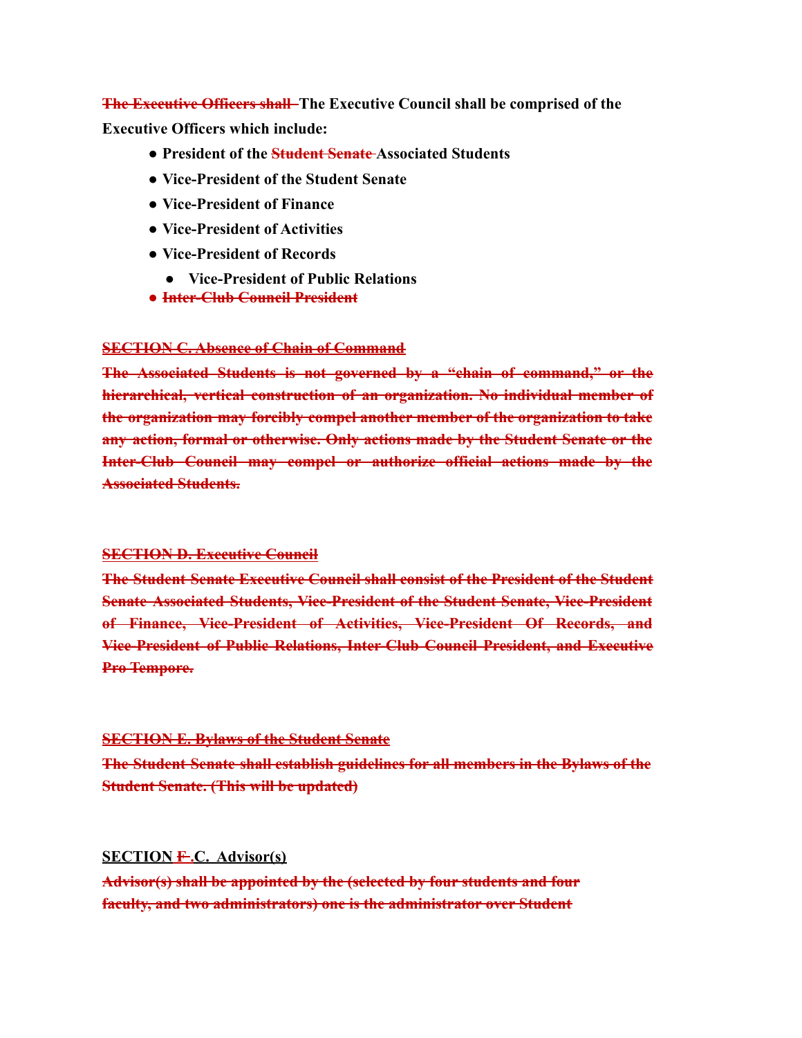~~The Executive Officers shall~~ **The Executive Council shall be comprised of the Executive Officers which include:**

- **President of the ~~Student Senate~~ Associated Students**
- **Vice-President of the Student Senate**
- **Vice-President of Finance**
- **Vice-President of Activities**
- **Vice-President of Records**
  - **Vice-President of Public Relations**
- ~~**Inter-Club Council President**~~

~~**SECTION C. Absence of Chain of Command**~~

~~**The Associated Students is not governed by a "chain of command," or the hierarchical, vertical construction of an organization. No individual member of the organization may forcibly compel another member of the organization to take any action, formal or otherwise. Only actions made by the Student Senate or the Inter-Club Council may compel or authorize official actions made by the Associated Students.**~~

~~**SECTION D. Executive Council**~~

~~**The Student Senate Executive Council shall consist of the President of the Student Senate Associated Students, Vice-President of the Student Senate, Vice-President of Finance, Vice-President of Activities, Vice-President Of Records, and Vice-President of Public Relations, Inter-Club Council President, and Executive Pro Tempore.**~~

~~**SECTION E. Bylaws of the Student Senate**~~

~~**The Student Senate shall establish guidelines for all members in the Bylaws of the Student Senate. (This will be updated)**~~

**SECTION ~~F.~~ C. Advisor(s)**

~~**Advisor(s) shall be appointed by the (selected by four students and four faculty, and two administrators) one is the administrator over Student**~~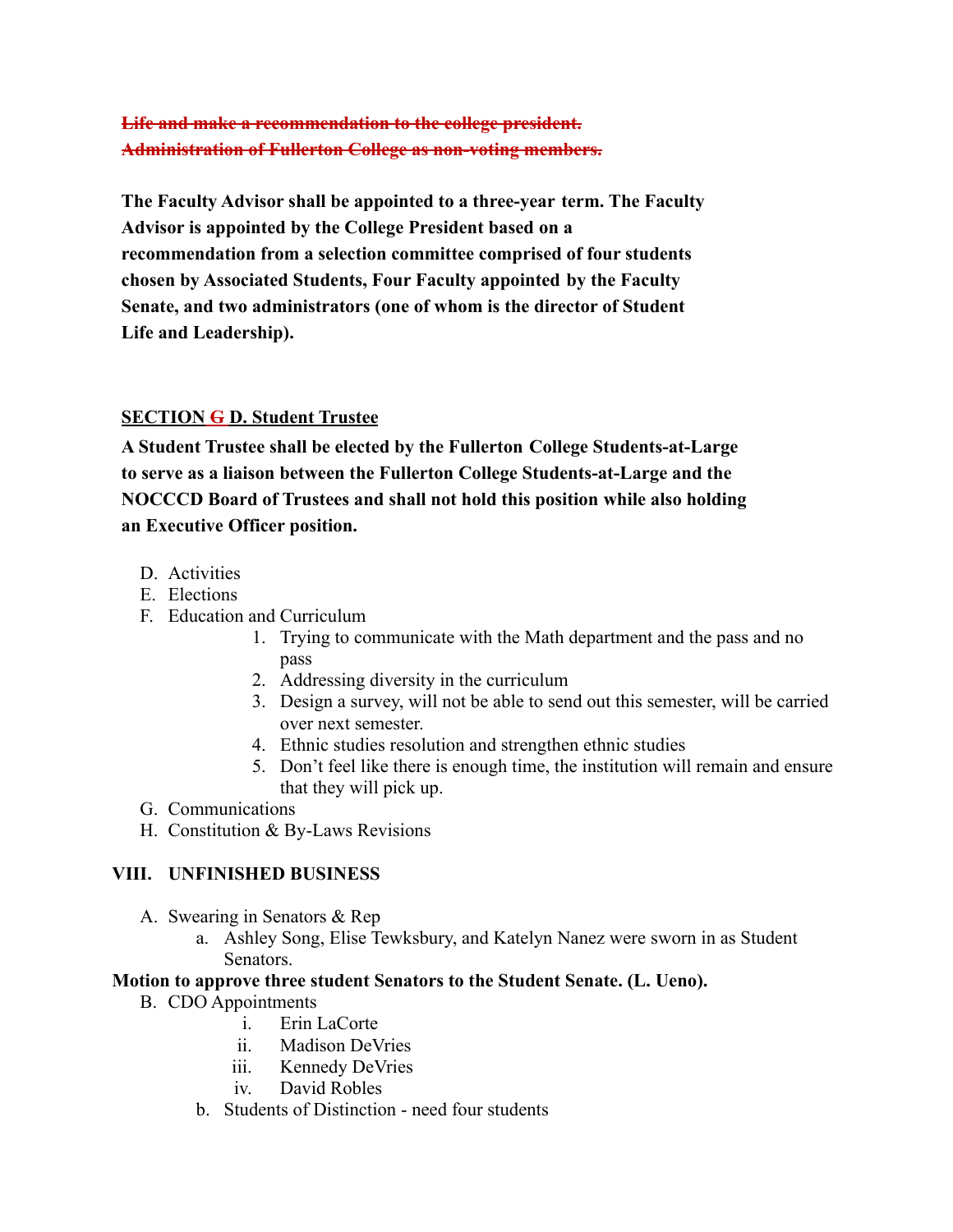~~**Life and make a recommendation to the college president.**~~
~~**Administration of Fullerton College as non-voting members.**~~

**The Faculty Advisor shall be appointed to a three-year term. The Faculty Advisor is appointed by the College President based on a recommendation from a selection committee comprised of four students chosen by Associated Students, Four Faculty appointed by the Faculty Senate, and two administrators (one of whom is the director of Student Life and Leadership).**

**SECTION ~~G~~ D. Student Trustee**

**A Student Trustee shall be elected by the Fullerton College Students-at-Large to serve as a liaison between the Fullerton College Students-at-Large and the NOCCCD Board of Trustees and shall not hold this position while also holding an Executive Officer position.**

D. Activities
E. Elections
F. Education and Curriculum
    1. Trying to communicate with the Math department and the pass and no pass
    2. Addressing diversity in the curriculum
    3. Design a survey, will not be able to send out this semester, will be carried over next semester.
    4. Ethnic studies resolution and strengthen ethnic studies
    5. Don't feel like there is enough time, the institution will remain and ensure that they will pick up.
G. Communications
H. Constitution & By-Laws Revisions

## VIII. UNFINISHED BUSINESS

A. Swearing in Senators & Rep
    a. Ashley Song, Elise Tewksbury, and Katelyn Nanez were sworn in as Student Senators.

**Motion to approve three student Senators to the Student Senate. (L. Ueno).**

B. CDO Appointments
    i. Erin LaCorte
    ii. Madison DeVries
    iii. Kennedy DeVries
    iv. David Robles
    b. Students of Distinction - need four students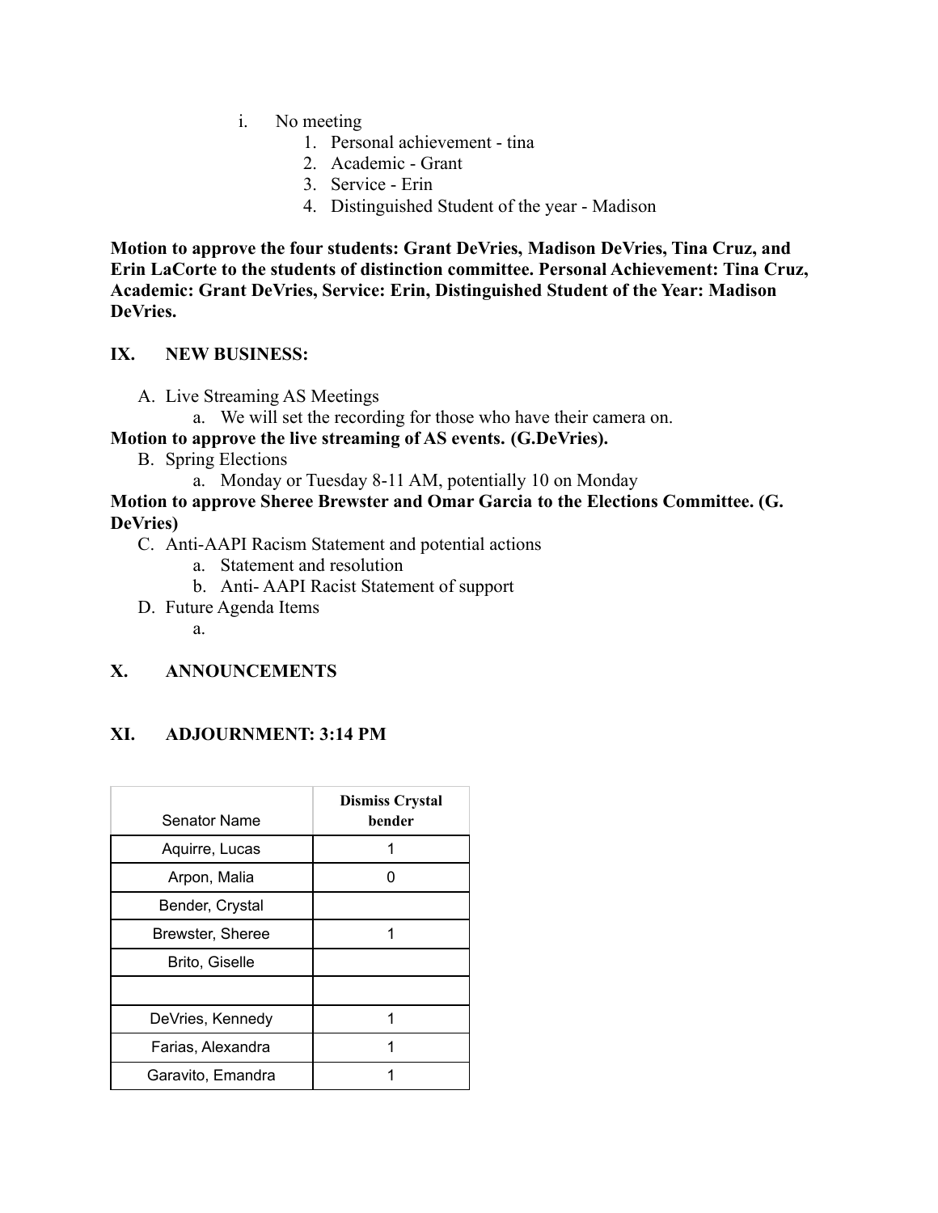i. No meeting
    1. Personal achievement - tina
    2. Academic - Grant
    3. Service - Erin
    4. Distinguished Student of the year - Madison

**Motion to approve the four students: Grant DeVries, Madison DeVries, Tina Cruz, and Erin LaCorte to the students of distinction committee. Personal Achievement: Tina Cruz, Academic: Grant DeVries, Service: Erin, Distinguished Student of the Year: Madison DeVries.**

## IX. NEW BUSINESS:

A. Live Streaming AS Meetings
    a. We will set the recording for those who have their camera on.

**Motion to approve the live streaming of AS events. (G.DeVries).**

B. Spring Elections
    a. Monday or Tuesday 8-11 AM, potentially 10 on Monday

**Motion to approve Sheree Brewster and Omar Garcia to the Elections Committee. (G. DeVries)**

C. Anti-AAPI Racism Statement and potential actions
    a. Statement and resolution
    b. Anti- AAPI Racist Statement of support

D. Future Agenda Items
    a.

## X. ANNOUNCEMENTS

## XI. ADJOURNMENT: 3:14 PM

| Senator Name | **Dismiss Crystal bender** |
|---|---|
| Aquirre, Lucas | 1 |
| Arpon, Malia | 0 |
| Bender, Crystal | |
| Brewster, Sheree | 1 |
| Brito, Giselle | |
| | |
| DeVries, Kennedy | 1 |
| Farias, Alexandra | 1 |
| Garavito, Emandra | 1 |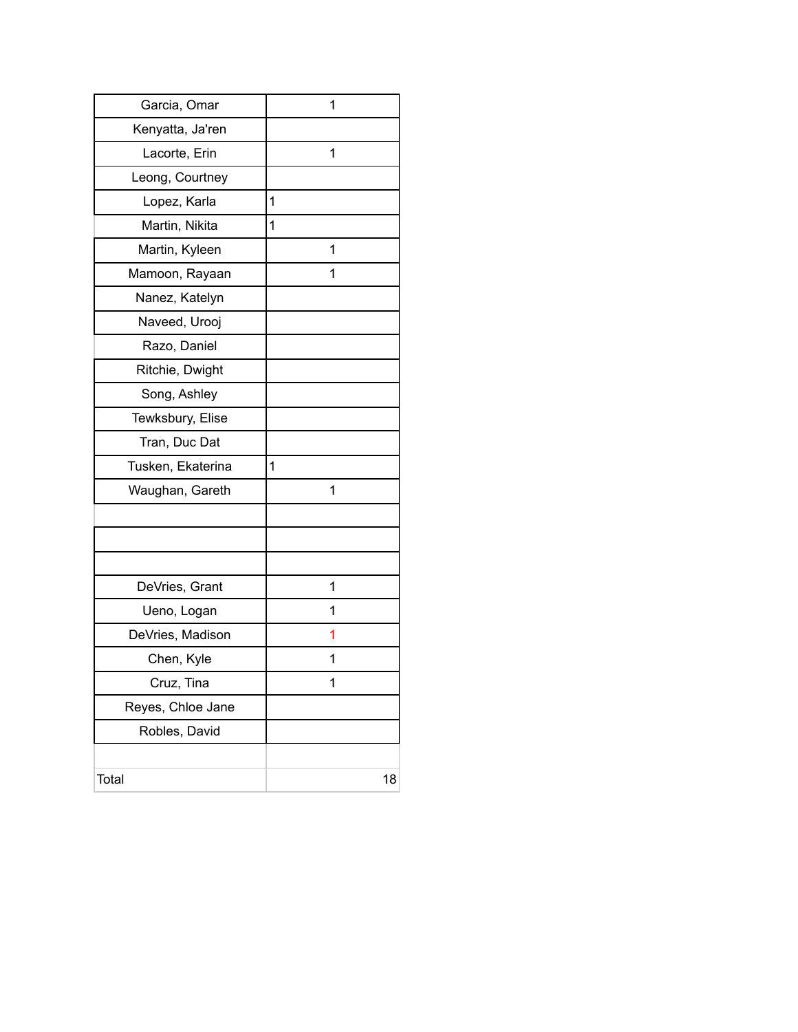| | |
|---|---|
| Garcia, Omar | 1 |
| Kenyatta, Ja'ren | |
| Lacorte, Erin | 1 |
| Leong, Courtney | |
| Lopez, Karla | 1 |
| Martin, Nikita | 1 |
| Martin, Kyleen | 1 |
| Mamoon, Rayaan | 1 |
| Nanez, Katelyn | |
| Naveed, Urooj | |
| Razo, Daniel | |
| Ritchie, Dwight | |
| Song, Ashley | |
| Tewksbury, Elise | |
| Tran, Duc Dat | |
| Tusken, Ekaterina | 1 |
| Waughan, Gareth | 1 |
| | |
| | |
| | |
| DeVries, Grant | 1 |
| Ueno, Logan | 1 |
| DeVries, Madison | 1 |
| Chen, Kyle | 1 |
| Cruz, Tina | 1 |
| Reyes, Chloe Jane | |
| Robles, David | |
| | |
| Total | 18 |